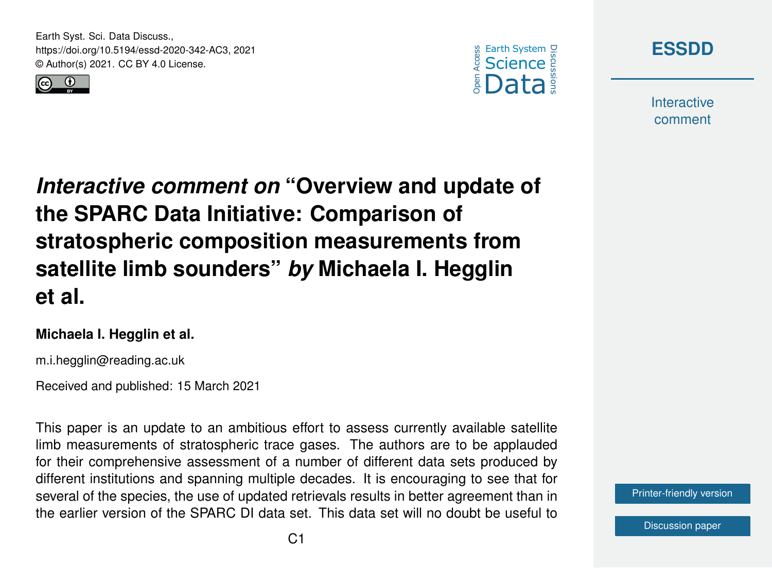Earth Syst. Sci. Data Discuss.,
https://doi.org/10.5194/essd-2020-342-AC3, 2021
© Author(s) 2021. CC BY 4.0 License.

# *Interactive comment on* "Overview and update of the SPARC Data Initiative: Comparison of stratospheric composition measurements from satellite limb sounders" *by* Michaela I. Hegglin et al.

**Michaela I. Hegglin et al.**

m.i.hegglin@reading.ac.uk

Received and published: 15 March 2021

This paper is an update to an ambitious effort to assess currently available satellite limb measurements of stratospheric trace gases. The authors are to be applauded for their comprehensive assessment of a number of different data sets produced by different institutions and spanning multiple decades. It is encouraging to see that for several of the species, the use of updated retrievals results in better agreement than in the earlier version of the SPARC DI data set. This data set will no doubt be useful to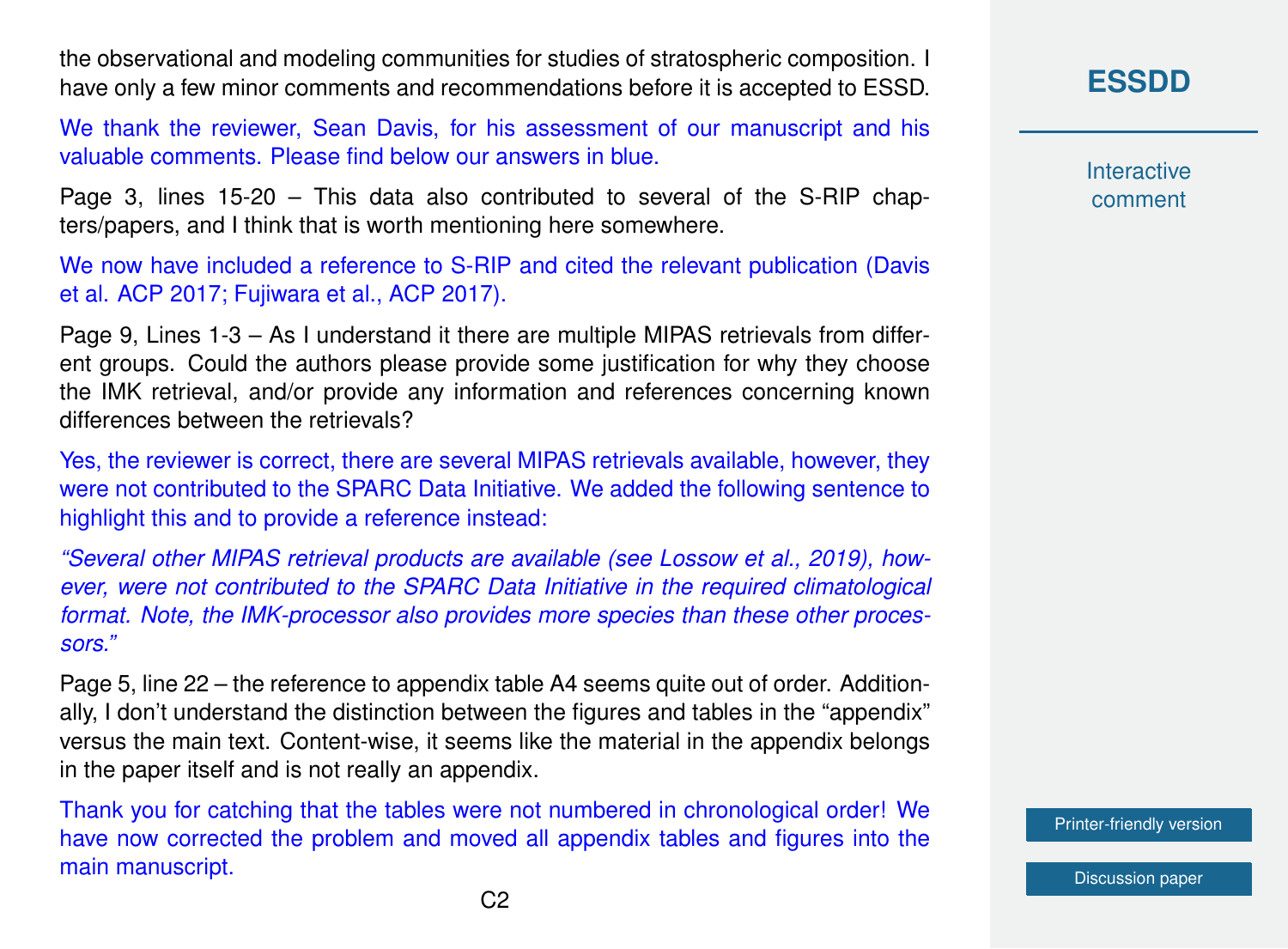the observational and modeling communities for studies of stratospheric composition. I have only a few minor comments and recommendations before it is accepted to ESSD.

We thank the reviewer, Sean Davis, for his assessment of our manuscript and his valuable comments. Please find below our answers in blue.

Page 3, lines 15-20 – This data also contributed to several of the S-RIP chapters/papers, and I think that is worth mentioning here somewhere.

We now have included a reference to S-RIP and cited the relevant publication (Davis et al. ACP 2017; Fujiwara et al., ACP 2017).

Page 9, Lines 1-3 – As I understand it there are multiple MIPAS retrievals from different groups. Could the authors please provide some justification for why they choose the IMK retrieval, and/or provide any information and references concerning known differences between the retrievals?

Yes, the reviewer is correct, there are several MIPAS retrievals available, however, they were not contributed to the SPARC Data Initiative. We added the following sentence to highlight this and to provide a reference instead:

*"Several other MIPAS retrieval products are available (see Lossow et al., 2019), however, were not contributed to the SPARC Data Initiative in the required climatological format. Note, the IMK-processor also provides more species than these other processors."*

Page 5, line 22 – the reference to appendix table A4 seems quite out of order. Additionally, I don't understand the distinction between the figures and tables in the "appendix" versus the main text. Content-wise, it seems like the material in the appendix belongs in the paper itself and is not really an appendix.

Thank you for catching that the tables were not numbered in chronological order! We have now corrected the problem and moved all appendix tables and figures into the main manuscript.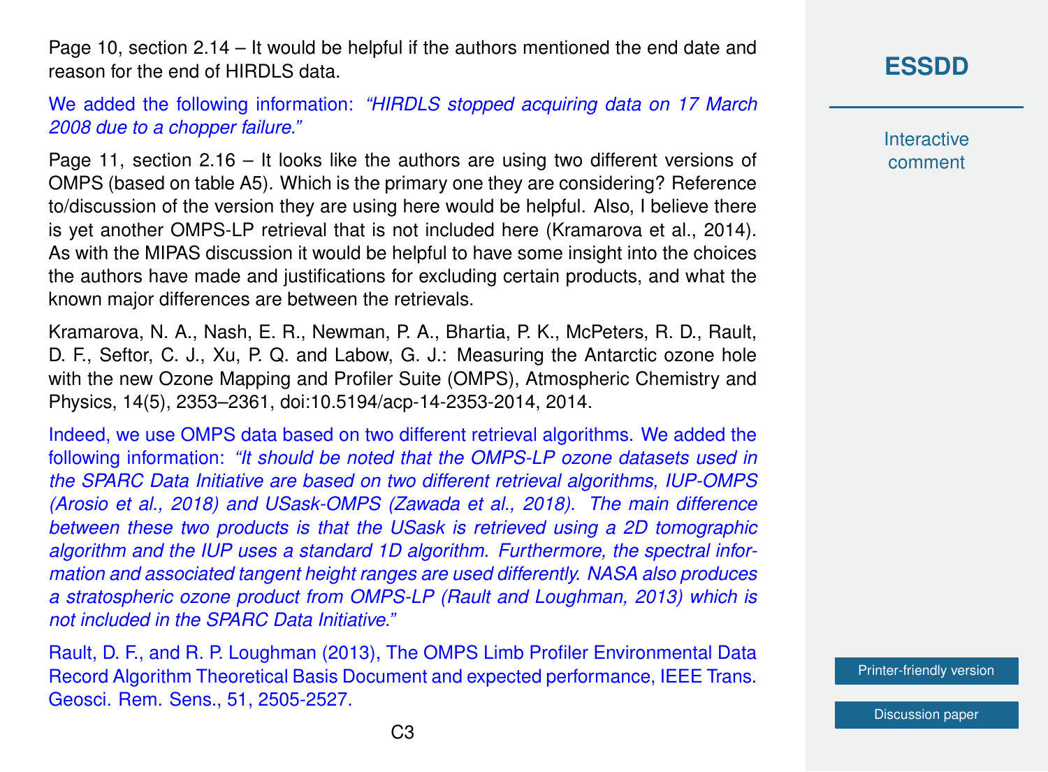Page 10, section 2.14 – It would be helpful if the authors mentioned the end date and reason for the end of HIRDLS data.

We added the following information: *"HIRDLS stopped acquiring data on 17 March 2008 due to a chopper failure."*

Page 11, section 2.16 – It looks like the authors are using two different versions of OMPS (based on table A5). Which is the primary one they are considering? Reference to/discussion of the version they are using here would be helpful. Also, I believe there is yet another OMPS-LP retrieval that is not included here (Kramarova et al., 2014). As with the MIPAS discussion it would be helpful to have some insight into the choices the authors have made and justifications for excluding certain products, and what the known major differences are between the retrievals.

Kramarova, N. A., Nash, E. R., Newman, P. A., Bhartia, P. K., McPeters, R. D., Rault, D. F., Seftor, C. J., Xu, P. Q. and Labow, G. J.: Measuring the Antarctic ozone hole with the new Ozone Mapping and Profiler Suite (OMPS), Atmospheric Chemistry and Physics, 14(5), 2353–2361, doi:10.5194/acp-14-2353-2014, 2014.

Indeed, we use OMPS data based on two different retrieval algorithms. We added the following information: *"It should be noted that the OMPS-LP ozone datasets used in the SPARC Data Initiative are based on two different retrieval algorithms, IUP-OMPS (Arosio et al., 2018) and USask-OMPS (Zawada et al., 2018). The main difference between these two products is that the USask is retrieved using a 2D tomographic algorithm and the IUP uses a standard 1D algorithm. Furthermore, the spectral information and associated tangent height ranges are used differently. NASA also produces a stratospheric ozone product from OMPS-LP (Rault and Loughman, 2013) which is not included in the SPARC Data Initiative."*

Rault, D. F., and R. P. Loughman (2013), The OMPS Limb Profiler Environmental Data Record Algorithm Theoretical Basis Document and expected performance, IEEE Trans. Geosci. Rem. Sens., 51, 2505-2527.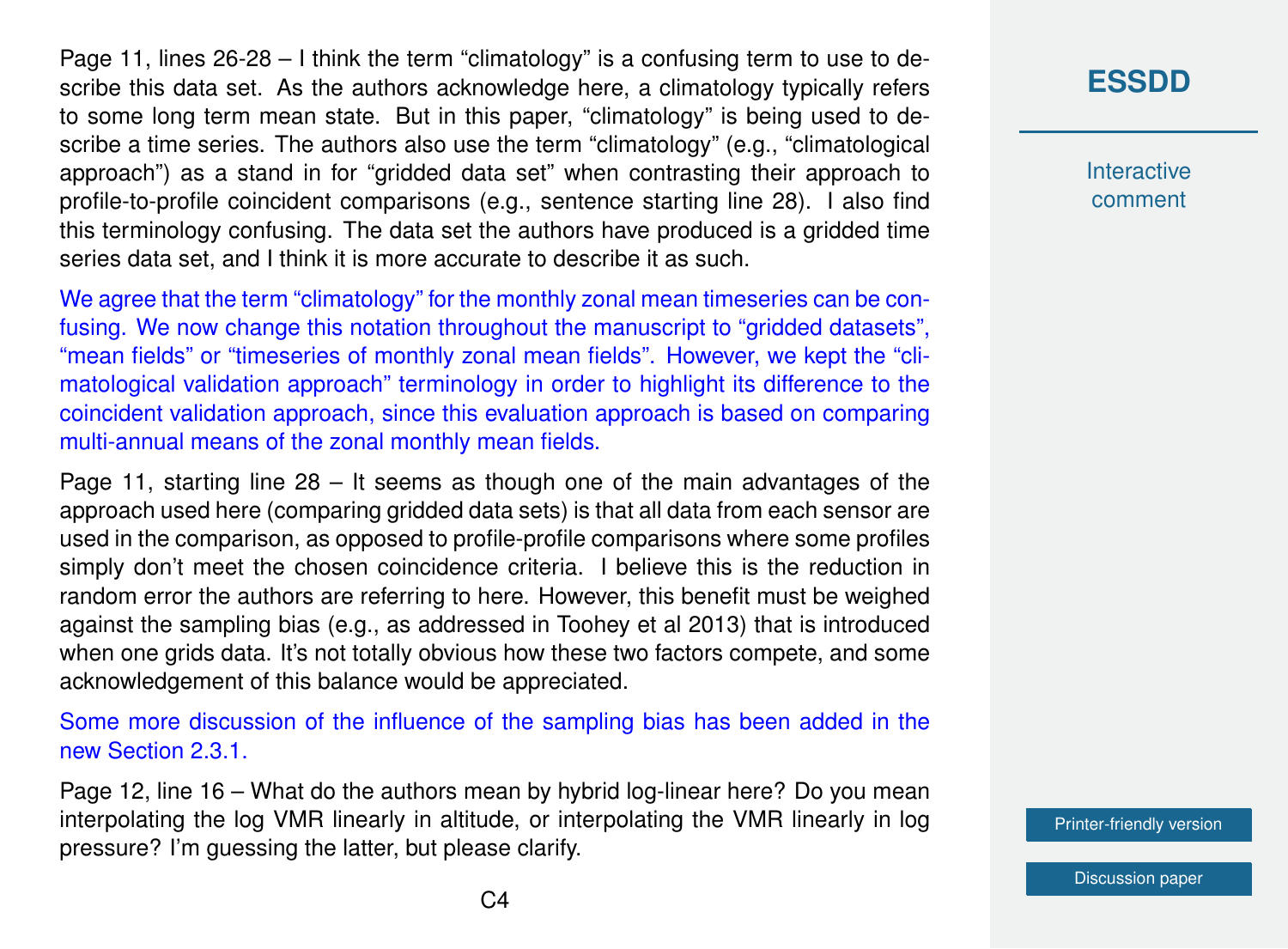Page 11, lines 26-28 – I think the term "climatology" is a confusing term to use to describe this data set. As the authors acknowledge here, a climatology typically refers to some long term mean state. But in this paper, "climatology" is being used to describe a time series. The authors also use the term "climatology" (e.g., "climatological approach") as a stand in for "gridded data set" when contrasting their approach to profile-to-profile coincident comparisons (e.g., sentence starting line 28). I also find this terminology confusing. The data set the authors have produced is a gridded time series data set, and I think it is more accurate to describe it as such.

We agree that the term "climatology" for the monthly zonal mean timeseries can be confusing. We now change this notation throughout the manuscript to "gridded datasets", "mean fields" or "timeseries of monthly zonal mean fields". However, we kept the "climatological validation approach" terminology in order to highlight its difference to the coincident validation approach, since this evaluation approach is based on comparing multi-annual means of the zonal monthly mean fields.

Page 11, starting line 28 – It seems as though one of the main advantages of the approach used here (comparing gridded data sets) is that all data from each sensor are used in the comparison, as opposed to profile-profile comparisons where some profiles simply don't meet the chosen coincidence criteria. I believe this is the reduction in random error the authors are referring to here. However, this benefit must be weighed against the sampling bias (e.g., as addressed in Toohey et al 2013) that is introduced when one grids data. It's not totally obvious how these two factors compete, and some acknowledgement of this balance would be appreciated.

Some more discussion of the influence of the sampling bias has been added in the new Section 2.3.1.

Page 12, line 16 – What do the authors mean by hybrid log-linear here? Do you mean interpolating the log VMR linearly in altitude, or interpolating the VMR linearly in log pressure? I'm guessing the latter, but please clarify.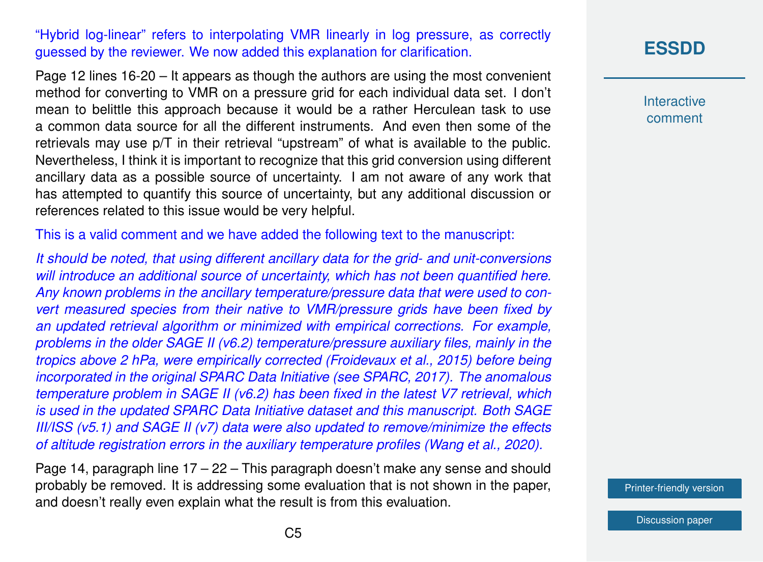"Hybrid log-linear" refers to interpolating VMR linearly in log pressure, as correctly guessed by the reviewer. We now added this explanation for clarification.

Page 12 lines 16-20 – It appears as though the authors are using the most convenient method for converting to VMR on a pressure grid for each individual data set. I don't mean to belittle this approach because it would be a rather Herculean task to use a common data source for all the different instruments. And even then some of the retrievals may use p/T in their retrieval "upstream" of what is available to the public. Nevertheless, I think it is important to recognize that this grid conversion using different ancillary data as a possible source of uncertainty. I am not aware of any work that has attempted to quantify this source of uncertainty, but any additional discussion or references related to this issue would be very helpful.

This is a valid comment and we have added the following text to the manuscript:

*It should be noted, that using different ancillary data for the grid- and unit-conversions will introduce an additional source of uncertainty, which has not been quantified here. Any known problems in the ancillary temperature/pressure data that were used to convert measured species from their native to VMR/pressure grids have been fixed by an updated retrieval algorithm or minimized with empirical corrections. For example, problems in the older SAGE II (v6.2) temperature/pressure auxiliary files, mainly in the tropics above 2 hPa, were empirically corrected (Froidevaux et al., 2015) before being incorporated in the original SPARC Data Initiative (see SPARC, 2017). The anomalous temperature problem in SAGE II (v6.2) has been fixed in the latest V7 retrieval, which is used in the updated SPARC Data Initiative dataset and this manuscript. Both SAGE III/ISS (v5.1) and SAGE II (v7) data were also updated to remove/minimize the effects of altitude registration errors in the auxiliary temperature profiles (Wang et al., 2020).*

Page 14, paragraph line 17 – 22 – This paragraph doesn't make any sense and should probably be removed. It is addressing some evaluation that is not shown in the paper, and doesn't really even explain what the result is from this evaluation.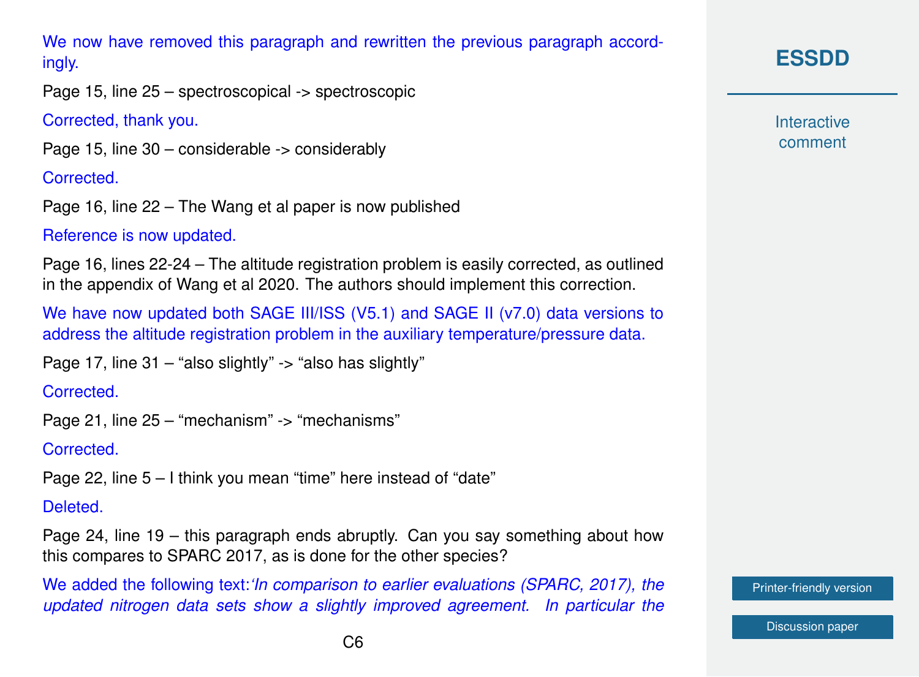We now have removed this paragraph and rewritten the previous paragraph accordingly.

Page 15, line 25 – spectroscopical -> spectroscopic

Corrected, thank you.

Page 15, line 30 – considerable -> considerably

Corrected.

Page 16, line 22 – The Wang et al paper is now published

Reference is now updated.

Page 16, lines 22-24 – The altitude registration problem is easily corrected, as outlined in the appendix of Wang et al 2020. The authors should implement this correction.

We have now updated both SAGE III/ISS (V5.1) and SAGE II (v7.0) data versions to address the altitude registration problem in the auxiliary temperature/pressure data.

Page 17, line 31 – "also slightly" -> "also has slightly"

Corrected.

Page 21, line 25 – "mechanism" -> "mechanisms"

Corrected.

Page 22, line 5 – I think you mean "time" here instead of "date"

Deleted.

Page 24, line 19 – this paragraph ends abruptly. Can you say something about how this compares to SPARC 2017, as is done for the other species?

We added the following text:*'In comparison to earlier evaluations (SPARC, 2017), the updated nitrogen data sets show a slightly improved agreement. In particular the*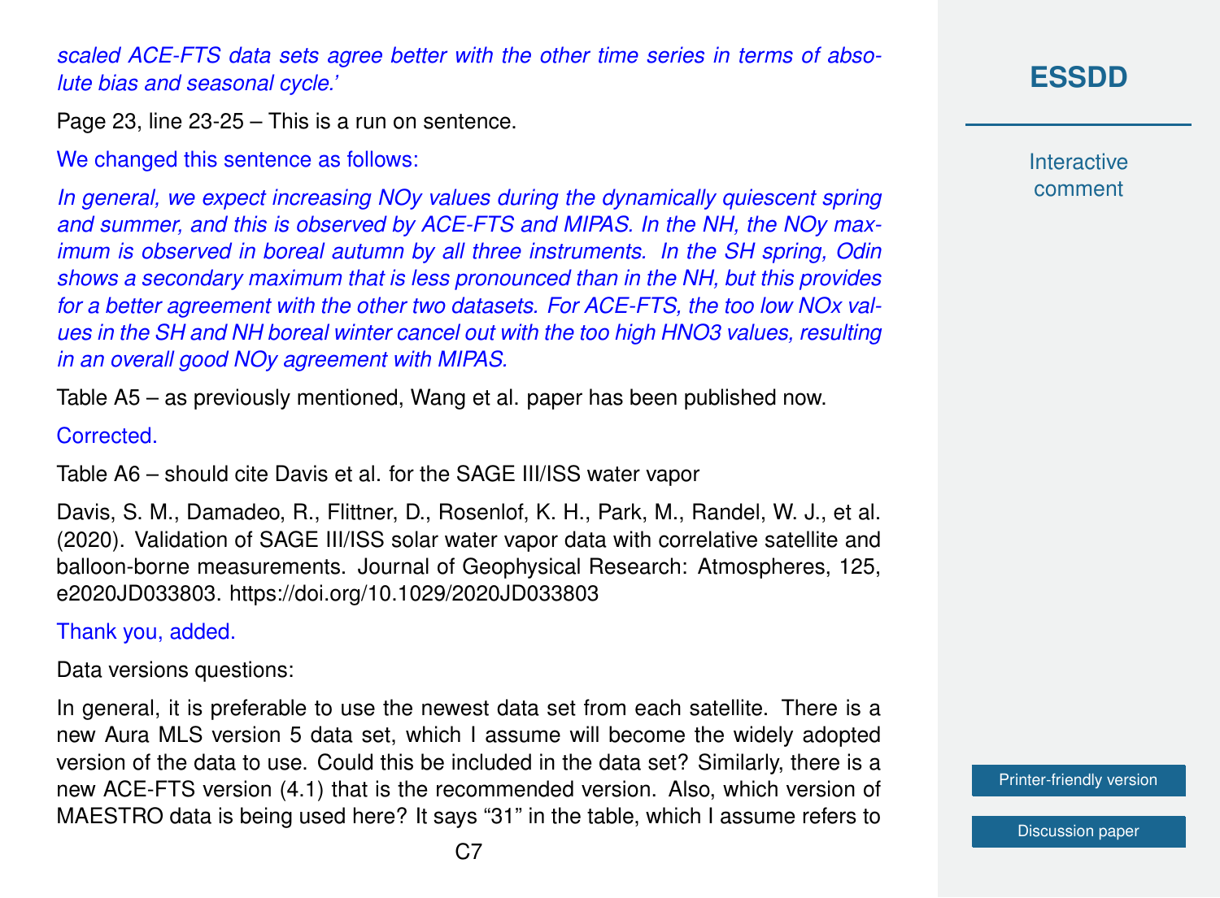*scaled ACE-FTS data sets agree better with the other time series in terms of absolute bias and seasonal cycle.'*

Page 23, line 23-25 – This is a run on sentence.

We changed this sentence as follows:

*In general, we expect increasing NOy values during the dynamically quiescent spring and summer, and this is observed by ACE-FTS and MIPAS. In the NH, the NOy maximum is observed in boreal autumn by all three instruments. In the SH spring, Odin shows a secondary maximum that is less pronounced than in the NH, but this provides for a better agreement with the other two datasets. For ACE-FTS, the too low NOx values in the SH and NH boreal winter cancel out with the too high HNO3 values, resulting in an overall good NOy agreement with MIPAS.*

Table A5 – as previously mentioned, Wang et al. paper has been published now.

Corrected.

Table A6 – should cite Davis et al. for the SAGE III/ISS water vapor

Davis, S. M., Damadeo, R., Flittner, D., Rosenlof, K. H., Park, M., Randel, W. J., et al. (2020). Validation of SAGE III/ISS solar water vapor data with correlative satellite and balloon-borne measurements. Journal of Geophysical Research: Atmospheres, 125, e2020JD033803. https://doi.org/10.1029/2020JD033803

Thank you, added.

Data versions questions:

In general, it is preferable to use the newest data set from each satellite. There is a new Aura MLS version 5 data set, which I assume will become the widely adopted version of the data to use. Could this be included in the data set? Similarly, there is a new ACE-FTS version (4.1) that is the recommended version. Also, which version of MAESTRO data is being used here? It says "31" in the table, which I assume refers to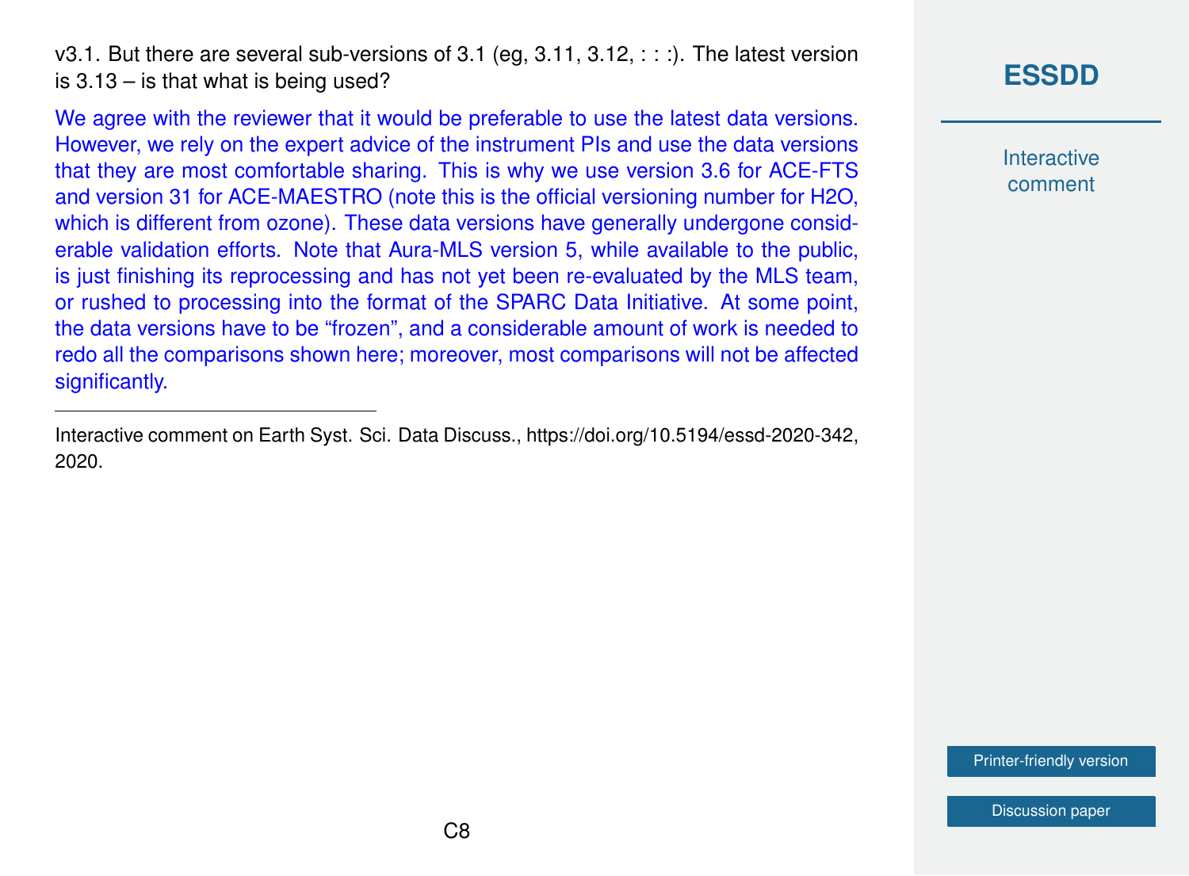v3.1. But there are several sub-versions of 3.1 (eg, 3.11, 3.12, : : :). The latest version is 3.13 – is that what is being used?

We agree with the reviewer that it would be preferable to use the latest data versions. However, we rely on the expert advice of the instrument PIs and use the data versions that they are most comfortable sharing. This is why we use version 3.6 for ACE-FTS and version 31 for ACE-MAESTRO (note this is the official versioning number for $H_2O$, which is different from ozone). These data versions have generally undergone considerable validation efforts. Note that Aura-MLS version 5, while available to the public, is just finishing its reprocessing and has not yet been re-evaluated by the MLS team, or rushed to processing into the format of the SPARC Data Initiative. At some point, the data versions have to be "frozen", and a considerable amount of work is needed to redo all the comparisons shown here; moreover, most comparisons will not be affected significantly.

---

Interactive comment on Earth Syst. Sci. Data Discuss., https://doi.org/10.5194/essd-2020-342, 2020.